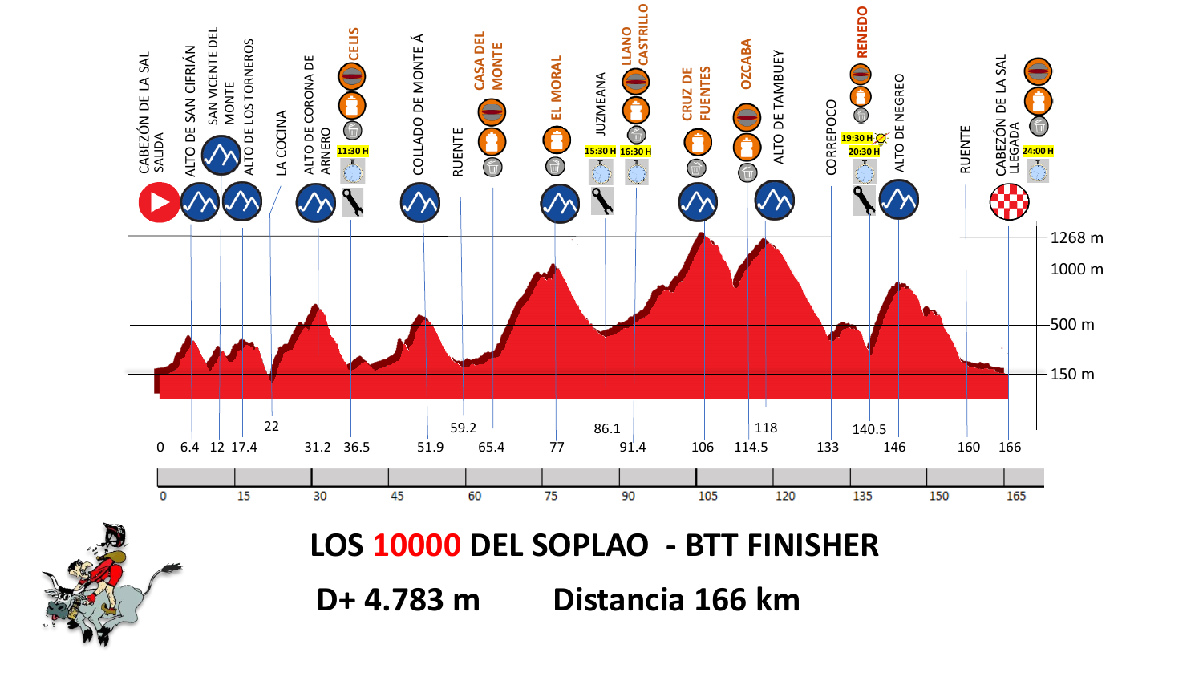# LOS 10000 DEL SOPLAO - BTT FINISHER

**D+ 4.783 m Distancia 166 km**

| Km | Punto |
|---|---|
| 0 | CABEZÓN DE LA SAL SALIDA |
| 6.4 | ALTO DE SAN CIFRIÁN |
| 12 | SAN VICENTE DEL MONTE |
| 17.4 | ALTO DE LOS TORNEROS |
| 22 | LA COCINA |
| 31.2 | ALTO DE CORONA DE ARNERO |
| 36.5 | CELIS (11:30 H) |
| 51.9 | COLLADO DE MONTE Á |
| 59.2 | RUENTE |
| 65.4 | CASA DEL MONTE |
| 77 | EL MORAL |
| 86.1 | JUZMEANA (15:30 H) |
| 91.4 | LLANO CASTRILLO (16:30 H) |
| 106 | CRUZ DE FUENTES |
| 114.5 | OZCABA |
| 118 | ALTO DE TAMBUEY |
| 133 | CORREPOCO |
| 140.5 | RENEDO (19:30 H / 20:30 H) |
| 146 | ALTO DE NEGREO |
| 160 | RUENTE |
| 166 | CABEZÓN DE LA SAL LLEGADA (24:00 H) |

Altitudes: 150 m, 500 m, 1000 m, 1268 m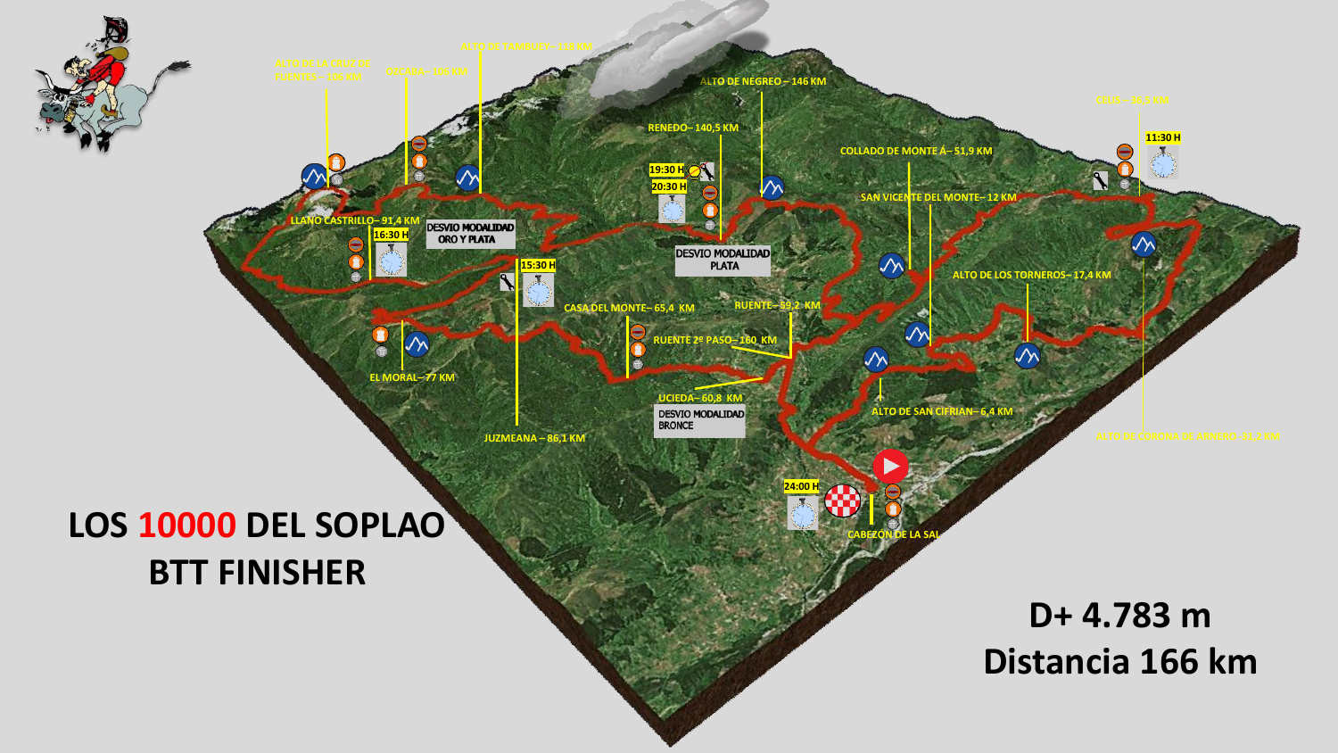ALTO DE LA CRUZ DE FUENTES – 106 KM

COCARA – 100 KM

ALTO DE TAMBLEY – 118 KM

ALTO DE NEGREO – 146 KM

RENEDO – 140,5 KM

19:30 H

20:30 H

COLLADO DE MONTE Á – 51,9 KM

SAN VICENTE DEL MONTE – 12 KM

CELIS – 36,5 KM

11:30 H

LLANO CASTRILLO – 91,4 KM

16:30 H

DESVIO MODALIDAD ORO Y PLATA

15:30 H

DESVIO MODALIDAD PLATA

ALTO DE LOS TORNEROS – 17,4 KM

CASA DEL MONTE – 65,4 KM

RUENTE – 59,2 KM

RUENTE 2º PASO – 160 KM

EL MORAL – 77 KM

UCIEDA – 60,8 KM

DESVIO MODALIDAD BRONCE

ALTO DE SAN CIFRIAN – 6,4 KM

JUZMEANA – 86,1 KM

ALTO DE CORONA DE ARNERO 32,2 KM

24:00 H

CABEZÓN DE LA SAL

# LOS 10000 DEL SOPLAO BTT FINISHER

**D+ 4.783 m**

**Distancia 166 km**